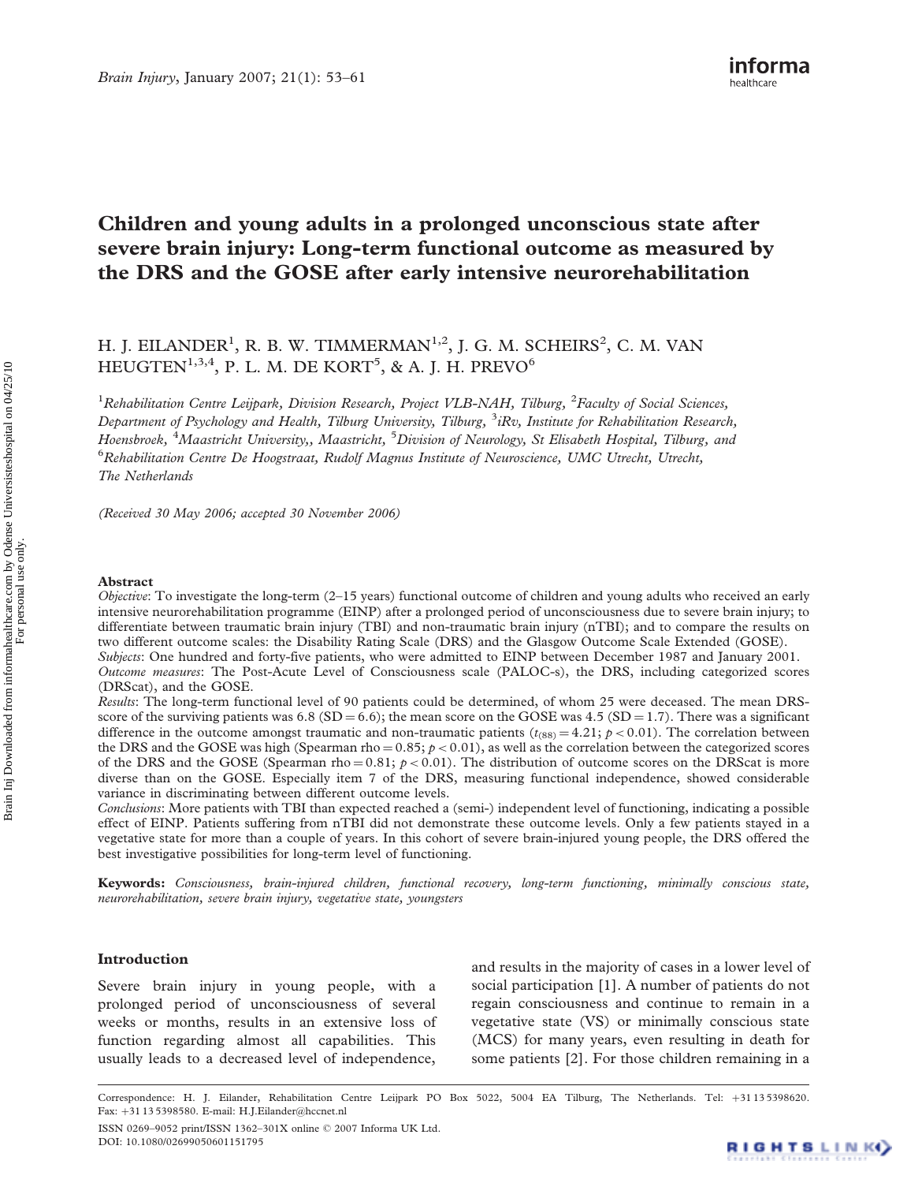# Children and young adults in a prolonged unconscious state after severe brain injury: Long-term functional outcome as measured by the DRS and the GOSE after early intensive neurorehabilitation

H. J. EILANDER[1], R. B. W. TIMMERMAN[1,2], J. G. M. SCHEIRS[2], C. M. VAN HEUGTEN[1,3,4], P. L. M. DE KORT[5], & A. J. H. PREVO[6]

[1]*Rehabilitation Centre Leijpark, Division Research, Project VLB-NAH, Tilburg,* [2]*Faculty of Social Sciences, Department of Psychology and Health, Tilburg University, Tilburg,* [3]*iRv, Institute for Rehabilitation Research, Hoensbroek,* [4]*Maastricht University,, Maastricht,* [5]*Division of Neurology, St Elisabeth Hospital, Tilburg, and* [6]*Rehabilitation Centre De Hoogstraat, Rudolf Magnus Institute of Neuroscience, UMC Utrecht, Utrecht, The Netherlands*

*(Received 30 May 2006; accepted 30 November 2006)*

## Abstract

*Objective*: To investigate the long-term (2–15 years) functional outcome of children and young adults who received an early intensive neurorehabilitation programme (EINP) after a prolonged period of unconsciousness due to severe brain injury; to differentiate between traumatic brain injury (TBI) and non-traumatic brain injury (nTBI); and to compare the results on two different outcome scales: the Disability Rating Scale (DRS) and the Glasgow Outcome Scale Extended (GOSE).

*Subjects*: One hundred and forty-five patients, who were admitted to EINP between December 1987 and January 2001.

*Outcome measures*: The Post-Acute Level of Consciousness scale (PALOC-s), the DRS, including categorized scores (DRScat), and the GOSE.

*Results*: The long-term functional level of 90 patients could be determined, of whom 25 were deceased. The mean DRS-score of the surviving patients was 6.8 (SD = 6.6); the mean score on the GOSE was 4.5 (SD = 1.7). There was a significant difference in the outcome amongst traumatic and non-traumatic patients ($t_{(88)} = 4.21$; $p < 0.01$). The correlation between the DRS and the GOSE was high (Spearman rho = 0.85; $p < 0.01$), as well as the correlation between the categorized scores of the DRS and the GOSE (Spearman rho = 0.81; $p < 0.01$). The distribution of outcome scores on the DRScat is more diverse than on the GOSE. Especially item 7 of the DRS, measuring functional independence, showed considerable variance in discriminating between different outcome levels.

*Conclusions*: More patients with TBI than expected reached a (semi-) independent level of functioning, indicating a possible effect of EINP. Patients suffering from nTBI did not demonstrate these outcome levels. Only a few patients stayed in a vegetative state for more than a couple of years. In this cohort of severe brain-injured young people, the DRS offered the best investigative possibilities for long-term level of functioning.

**Keywords:** *Consciousness, brain-injured children, functional recovery, long-term functioning, minimally conscious state, neurorehabilitation, severe brain injury, vegetative state, youngsters*

## Introduction

Severe brain injury in young people, with a prolonged period of unconsciousness of several weeks or months, results in an extensive loss of function regarding almost all capabilities. This usually leads to a decreased level of independence, and results in the majority of cases in a lower level of social participation [1]. A number of patients do not regain consciousness and continue to remain in a vegetative state (VS) or minimally conscious state (MCS) for many years, even resulting in death for some patients [2]. For those children remaining in a

Correspondence: H. J. Eilander, Rehabilitation Centre Leijpark PO Box 5022, 5004 EA Tilburg, The Netherlands. Tel: +31 13 5398620. Fax: +31 13 5398580. E-mail: H.J.Eilander@hccnet.nl

ISSN 0269–9052 print/ISSN 1362–301X online © 2007 Informa UK Ltd.
DOI: 10.1080/02699050601151795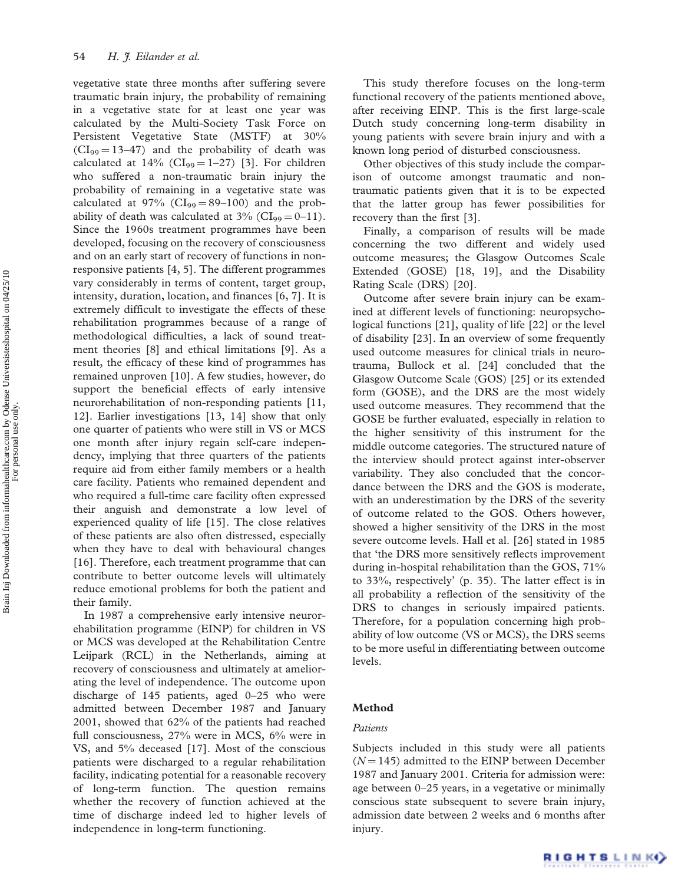vegetative state three months after suffering severe traumatic brain injury, the probability of remaining in a vegetative state for at least one year was calculated by the Multi-Society Task Force on Persistent Vegetative State (MSTF) at 30% ($CI_{99}$ = 13–47) and the probability of death was calculated at 14% ($CI_{99}$ = 1–27) [3]. For children who suffered a non-traumatic brain injury the probability of remaining in a vegetative state was calculated at 97% ($CI_{99}$ = 89–100) and the probability of death was calculated at 3% ($CI_{99}$ = 0–11). Since the 1960s treatment programmes have been developed, focusing on the recovery of consciousness and on an early start of recovery of functions in non-responsive patients [4, 5]. The different programmes vary considerably in terms of content, target group, intensity, duration, location, and finances [6, 7]. It is extremely difficult to investigate the effects of these rehabilitation programmes because of a range of methodological difficulties, a lack of sound treatment theories [8] and ethical limitations [9]. As a result, the efficacy of these kind of programmes has remained unproven [10]. A few studies, however, do support the beneficial effects of early intensive neurorehabilitation of non-responding patients [11, 12]. Earlier investigations [13, 14] show that only one quarter of patients who were still in VS or MCS one month after injury regain self-care independency, implying that three quarters of the patients require aid from either family members or a health care facility. Patients who remained dependent and who required a full-time care facility often expressed their anguish and demonstrate a low level of experienced quality of life [15]. The close relatives of these patients are also often distressed, especially when they have to deal with behavioural changes [16]. Therefore, each treatment programme that can contribute to better outcome levels will ultimately reduce emotional problems for both the patient and their family.

In 1987 a comprehensive early intensive neurorehabilitation programme (EINP) for children in VS or MCS was developed at the Rehabilitation Centre Leijpark (RCL) in the Netherlands, aiming at recovery of consciousness and ultimately at ameliorating the level of independence. The outcome upon discharge of 145 patients, aged 0–25 who were admitted between December 1987 and January 2001, showed that 62% of the patients had reached full consciousness, 27% were in MCS, 6% were in VS, and 5% deceased [17]. Most of the conscious patients were discharged to a regular rehabilitation facility, indicating potential for a reasonable recovery of long-term function. The question remains whether the recovery of function achieved at the time of discharge indeed led to higher levels of independence in long-term functioning.

This study therefore focuses on the long-term functional recovery of the patients mentioned above, after receiving EINP. This is the first large-scale Dutch study concerning long-term disability in young patients with severe brain injury and with a known long period of disturbed consciousness.

Other objectives of this study include the comparison of outcome amongst traumatic and non-traumatic patients given that it is to be expected that the latter group has fewer possibilities for recovery than the first [3].

Finally, a comparison of results will be made concerning the two different and widely used outcome measures; the Glasgow Outcomes Scale Extended (GOSE) [18, 19], and the Disability Rating Scale (DRS) [20].

Outcome after severe brain injury can be examined at different levels of functioning: neuropsychological functions [21], quality of life [22] or the level of disability [23]. In an overview of some frequently used outcome measures for clinical trials in neurotrauma, Bullock et al. [24] concluded that the Glasgow Outcome Scale (GOS) [25] or its extended form (GOSE), and the DRS are the most widely used outcome measures. They recommend that the GOSE be further evaluated, especially in relation to the higher sensitivity of this instrument for the middle outcome categories. The structured nature of the interview should protect against inter-observer variability. They also concluded that the concordance between the DRS and the GOS is moderate, with an underestimation by the DRS of the severity of outcome related to the GOS. Others however, showed a higher sensitivity of the DRS in the most severe outcome levels. Hall et al. [26] stated in 1985 that 'the DRS more sensitively reflects improvement during in-hospital rehabilitation than the GOS, 71% to 33%, respectively' (p. 35). The latter effect is in all probability a reflection of the sensitivity of the DRS to changes in seriously impaired patients. Therefore, for a population concerning high probability of low outcome (VS or MCS), the DRS seems to be more useful in differentiating between outcome levels.

## Method

### *Patients*

Subjects included in this study were all patients ($N$ = 145) admitted to the EINP between December 1987 and January 2001. Criteria for admission were: age between 0–25 years, in a vegetative or minimally conscious state subsequent to severe brain injury, admission date between 2 weeks and 6 months after injury.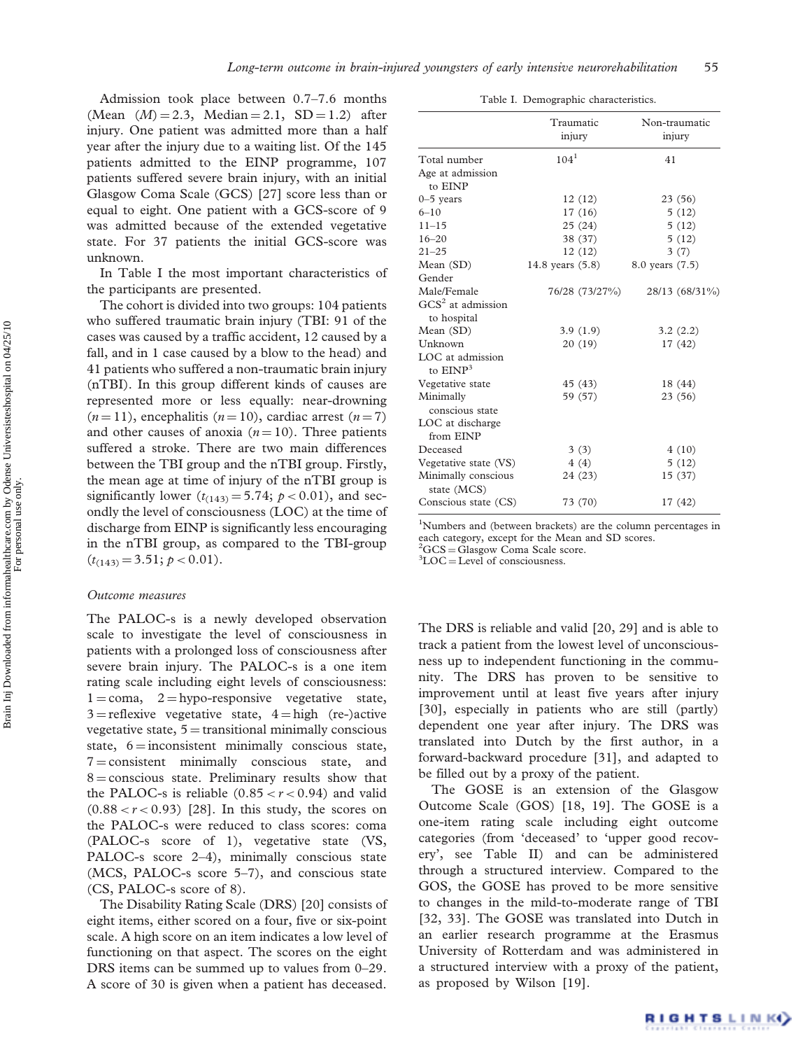Admission took place between 0.7–7.6 months (Mean ($M$) = 2.3, Median = 2.1, SD = 1.2) after injury. One patient was admitted more than a half year after the injury due to a waiting list. Of the 145 patients admitted to the EINP programme, 107 patients suffered severe brain injury, with an initial Glasgow Coma Scale (GCS) [27] score less than or equal to eight. One patient with a GCS-score of 9 was admitted because of the extended vegetative state. For 37 patients the initial GCS-score was unknown.

In Table I the most important characteristics of the participants are presented.

The cohort is divided into two groups: 104 patients who suffered traumatic brain injury (TBI: 91 of the cases was caused by a traffic accident, 12 caused by a fall, and in 1 case caused by a blow to the head) and 41 patients who suffered a non-traumatic brain injury (nTBI). In this group different kinds of causes are represented more or less equally: near-drowning ($n = 11$), encephalitis ($n = 10$), cardiac arrest ($n = 7$) and other causes of anoxia ($n = 10$). Three patients suffered a stroke. There are two main differences between the TBI group and the nTBI group. Firstly, the mean age at time of injury of the nTBI group is significantly lower ($t_{(143)} = 5.74$; $p < 0.01$), and secondly the level of consciousness (LOC) at the time of discharge from EINP is significantly less encouraging in the nTBI group, as compared to the TBI-group ($t_{(143)} = 3.51$; $p < 0.01$).

Table I. Demographic characteristics.

| | Traumatic injury | Non-traumatic injury |
|---|---|---|
| Total number | 104[1] | 41 |
| Age at admission to EINP | | |
| 0–5 years | 12 (12) | 23 (56) |
| 6–10 | 17 (16) | 5 (12) |
| 11–15 | 25 (24) | 5 (12) |
| 16–20 | 38 (37) | 5 (12) |
| 21–25 | 12 (12) | 3 (7) |
| Mean (SD) | 14.8 years (5.8) | 8.0 years (7.5) |
| Gender | | |
| Male/Female | 76/28 (73/27%) | 28/13 (68/31%) |
| GCS[2] at admission to hospital | | |
| Mean (SD) | 3.9 (1.9) | 3.2 (2.2) |
| Unknown | 20 (19) | 17 (42) |
| LOC at admission to EINP[3] | | |
| Vegetative state | 45 (43) | 18 (44) |
| Minimally conscious state | 59 (57) | 23 (56) |
| LOC at discharge from EINP | | |
| Deceased | 3 (3) | 4 (10) |
| Vegetative state (VS) | 4 (4) | 5 (12) |
| Minimally conscious state (MCS) | 24 (23) | 15 (37) |
| Conscious state (CS) | 73 (70) | 17 (42) |

[1]Numbers and (between brackets) are the column percentages in each category, except for the Mean and SD scores.
[2]GCS = Glasgow Coma Scale score.
[3]LOC = Level of consciousness.

### *Outcome measures*

The PALOC-s is a newly developed observation scale to investigate the level of consciousness in patients with a prolonged loss of consciousness after severe brain injury. The PALOC-s is a one item rating scale including eight levels of consciousness: 1 = coma, 2 = hypo-responsive vegetative state, 3 = reflexive vegetative state, 4 = high (re-)active vegetative state, 5 = transitional minimally conscious state, 6 = inconsistent minimally conscious state, 7 = consistent minimally conscious state, and 8 = conscious state. Preliminary results show that the PALOC-s is reliable ($0.85 < r < 0.94$) and valid ($0.88 < r < 0.93$) [28]. In this study, the scores on the PALOC-s were reduced to class scores: coma (PALOC-s score of 1), vegetative state (VS, PALOC-s score 2–4), minimally conscious state (MCS, PALOC-s score 5–7), and conscious state (CS, PALOC-s score of 8).

The Disability Rating Scale (DRS) [20] consists of eight items, either scored on a four, five or six-point scale. A high score on an item indicates a low level of functioning on that aspect. The scores on the eight DRS items can be summed up to values from 0–29. A score of 30 is given when a patient has deceased. The DRS is reliable and valid [20, 29] and is able to track a patient from the lowest level of unconsciousness up to independent functioning in the community. The DRS has proven to be sensitive to improvement until at least five years after injury [30], especially in patients who are still (partly) dependent one year after injury. The DRS was translated into Dutch by the first author, in a forward-backward procedure [31], and adapted to be filled out by a proxy of the patient.

The GOSE is an extension of the Glasgow Outcome Scale (GOS) [18, 19]. The GOSE is a one-item rating scale including eight outcome categories (from 'deceased' to 'upper good recovery', see Table II) and can be administered through a structured interview. Compared to the GOS, the GOSE has proved to be more sensitive to changes in the mild-to-moderate range of TBI [32, 33]. The GOSE was translated into Dutch in an earlier research programme at the Erasmus University of Rotterdam and was administered in a structured interview with a proxy of the patient, as proposed by Wilson [19].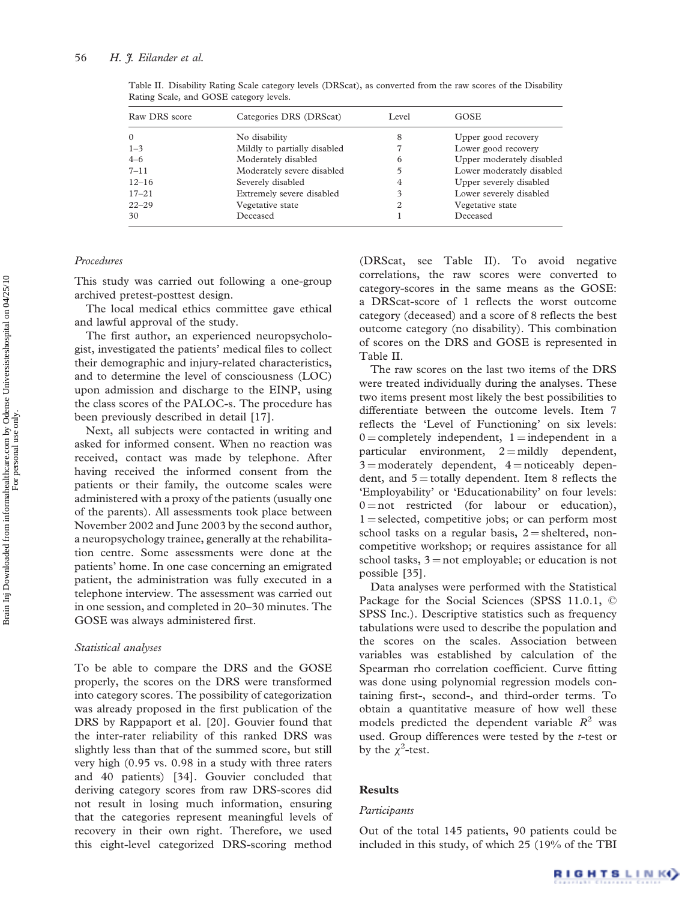Table II. Disability Rating Scale category levels (DRScat), as converted from the raw scores of the Disability Rating Scale, and GOSE category levels.

| Raw DRS score | Categories DRS (DRScat) | Level | GOSE |
|---|---|---|---|
| 0 | No disability | 8 | Upper good recovery |
| 1–3 | Mildly to partially disabled | 7 | Lower good recovery |
| 4–6 | Moderately disabled | 6 | Upper moderately disabled |
| 7–11 | Moderately severe disabled | 5 | Lower moderately disabled |
| 12–16 | Severely disabled | 4 | Upper severely disabled |
| 17–21 | Extremely severe disabled | 3 | Lower severely disabled |
| 22–29 | Vegetative state | 2 | Vegetative state |
| 30 | Deceased | 1 | Deceased |

### *Procedures*

This study was carried out following a one-group archived pretest-posttest design.

The local medical ethics committee gave ethical and lawful approval of the study.

The first author, an experienced neuropsychologist, investigated the patients' medical files to collect their demographic and injury-related characteristics, and to determine the level of consciousness (LOC) upon admission and discharge to the EINP, using the class scores of the PALOC-s. The procedure has been previously described in detail [17].

Next, all subjects were contacted in writing and asked for informed consent. When no reaction was received, contact was made by telephone. After having received the informed consent from the patients or their family, the outcome scales were administered with a proxy of the patients (usually one of the parents). All assessments took place between November 2002 and June 2003 by the second author, a neuropsychology trainee, generally at the rehabilitation centre. Some assessments were done at the patients' home. In one case concerning an emigrated patient, the administration was fully executed in a telephone interview. The assessment was carried out in one session, and completed in 20–30 minutes. The GOSE was always administered first.

### *Statistical analyses*

To be able to compare the DRS and the GOSE properly, the scores on the DRS were transformed into category scores. The possibility of categorization was already proposed in the first publication of the DRS by Rappaport et al. [20]. Gouvier found that the inter-rater reliability of this ranked DRS was slightly less than that of the summed score, but still very high (0.95 vs. 0.98 in a study with three raters and 40 patients) [34]. Gouvier concluded that deriving category scores from raw DRS-scores did not result in losing much information, ensuring that the categories represent meaningful levels of recovery in their own right. Therefore, we used this eight-level categorized DRS-scoring method (DRScat, see Table II). To avoid negative correlations, the raw scores were converted to category-scores in the same means as the GOSE: a DRScat-score of 1 reflects the worst outcome category (deceased) and a score of 8 reflects the best outcome category (no disability). This combination of scores on the DRS and GOSE is represented in Table II.

The raw scores on the last two items of the DRS were treated individually during the analyses. These two items present most likely the best possibilities to differentiate between the outcome levels. Item 7 reflects the 'Level of Functioning' on six levels: 0 = completely independent, 1 = independent in a particular environment, 2 = mildly dependent, 3 = moderately dependent, 4 = noticeably dependent, and 5 = totally dependent. Item 8 reflects the 'Employability' or 'Educationability' on four levels: 0 = not restricted (for labour or education), 1 = selected, competitive jobs; or can perform most school tasks on a regular basis, 2 = sheltered, non-competitive workshop; or requires assistance for all school tasks, 3 = not employable; or education is not possible [35].

Data analyses were performed with the Statistical Package for the Social Sciences (SPSS 11.0.1, © SPSS Inc.). Descriptive statistics such as frequency tabulations were used to describe the population and the scores on the scales. Association between variables was established by calculation of the Spearman rho correlation coefficient. Curve fitting was done using polynomial regression models containing first-, second-, and third-order terms. To obtain a quantitative measure of how well these models predicted the dependent variable $R^2$ was used. Group differences were tested by the *t*-test or by the $\chi^2$-test.

## Results

### *Participants*

Out of the total 145 patients, 90 patients could be included in this study, of which 25 (19% of the TBI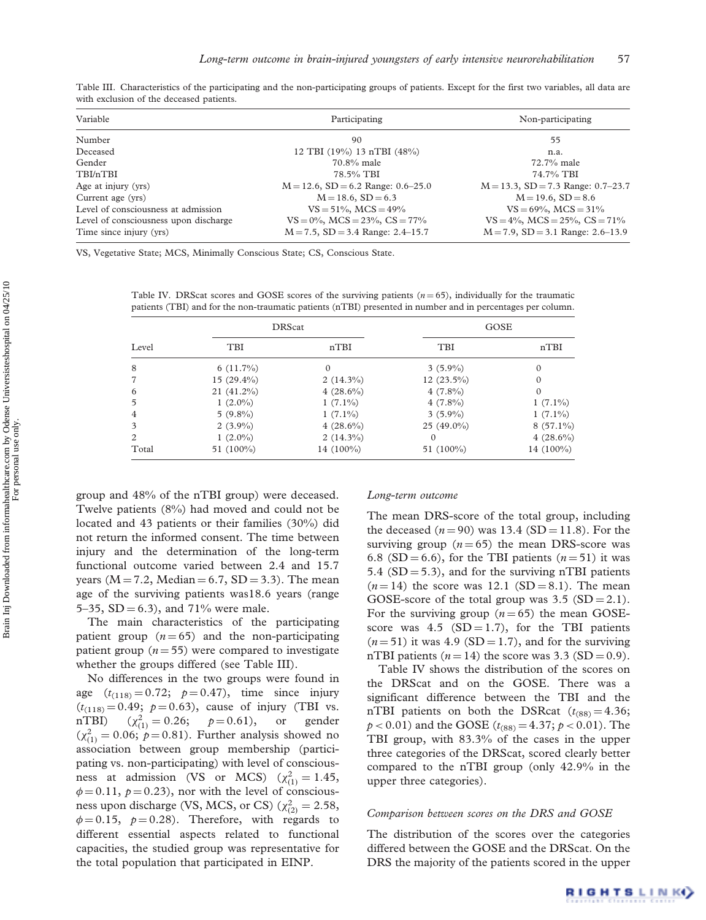Table III. Characteristics of the participating and the non-participating groups of patients. Except for the first two variables, all data are with exclusion of the deceased patients.

| Variable | Participating | Non-participating |
|---|---|---|
| Number | 90 | 55 |
| Deceased | 12 TBI (19%) 13 nTBI (48%) | n.a. |
| Gender | 70.8% male | 72.7% male |
| TBI/nTBI | 78.5% TBI | 74.7% TBI |
| Age at injury (yrs) | M = 12.6, SD = 6.2 Range: 0.6–25.0 | M = 13.3, SD = 7.3 Range: 0.7–23.7 |
| Current age (yrs) | M = 18.6, SD = 6.3 | M = 19.6, SD = 8.6 |
| Level of consciousness at admission | VS = 51%, MCS = 49% | VS = 69%, MCS = 31% |
| Level of consciousness upon discharge | VS = 0%, MCS = 23%, CS = 77% | VS = 4%, MCS = 25%, CS = 71% |
| Time since injury (yrs) | M = 7.5, SD = 3.4 Range: 2.4–15.7 | M = 7.9, SD = 3.1 Range: 2.6–13.9 |

VS, Vegetative State; MCS, Minimally Conscious State; CS, Conscious State.

Table IV. DRScat scores and GOSE scores of the surviving patients ($n = 65$), individually for the traumatic patients (TBI) and for the non-traumatic patients (nTBI) presented in number and in percentages per column.

| | DRScat | | GOSE | |
|---|---|---|---|---|
| Level | TBI | nTBI | TBI | nTBI |
| 8 | 6 (11.7%) | 0 | 3 (5.9%) | 0 |
| 7 | 15 (29.4%) | 2 (14.3%) | 12 (23.5%) | 0 |
| 6 | 21 (41.2%) | 4 (28.6%) | 4 (7.8%) | 0 |
| 5 | 1 (2.0%) | 1 (7.1%) | 4 (7.8%) | 1 (7.1%) |
| 4 | 5 (9.8%) | 1 (7.1%) | 3 (5.9%) | 1 (7.1%) |
| 3 | 2 (3.9%) | 4 (28.6%) | 25 (49.0%) | 8 (57.1%) |
| 2 | 1 (2.0%) | 2 (14.3%) | 0 | 4 (28.6%) |
| Total | 51 (100%) | 14 (100%) | 51 (100%) | 14 (100%) |

group and 48% of the nTBI group) were deceased. Twelve patients (8%) had moved and could not be located and 43 patients or their families (30%) did not return the informed consent. The time between injury and the determination of the long-term functional outcome varied between 2.4 and 15.7 years (M = 7.2, Median = 6.7, SD = 3.3). The mean age of the surviving patients was18.6 years (range 5–35, SD = 6.3), and 71% were male.

The main characteristics of the participating patient group ($n = 65$) and the non-participating patient group ($n = 55$) were compared to investigate whether the groups differed (see Table III).

No differences in the two groups were found in age ($t_{(118)} = 0.72$; $p = 0.47$), time since injury ($t_{(118)} = 0.49$; $p = 0.63$), cause of injury (TBI vs. nTBI) ($\chi^2_{(1)} = 0.26$; $p = 0.61$), or gender ($\chi^2_{(1)} = 0.06$; $p = 0.81$). Further analysis showed no association between group membership (participating vs. non-participating) with level of consciousness at admission (VS or MCS) ($\chi^2_{(1)} = 1.45$, $\phi = 0.11$, $p = 0.23$), nor with the level of consciousness upon discharge (VS, MCS, or CS) ($\chi^2_{(2)} = 2.58$, $\phi = 0.15$, $p = 0.28$). Therefore, with regards to different essential aspects related to functional capacities, the studied group was representative for the total population that participated in EINP.

### *Long-term outcome*

The mean DRS-score of the total group, including the deceased ($n = 90$) was 13.4 (SD = 11.8). For the surviving group ($n = 65$) the mean DRS-score was 6.8 (SD = 6.6), for the TBI patients ($n = 51$) it was 5.4 (SD = 5.3), and for the surviving nTBI patients ($n = 14$) the score was 12.1 (SD = 8.1). The mean GOSE-score of the total group was 3.5 (SD = 2.1). For the surviving group ($n = 65$) the mean GOSE-score was 4.5 (SD = 1.7), for the TBI patients ($n = 51$) it was 4.9 (SD = 1.7), and for the surviving nTBI patients ($n = 14$) the score was 3.3 (SD = 0.9).

Table IV shows the distribution of the scores on the DRScat and on the GOSE. There was a significant difference between the TBI and the nTBI patients on both the DSRcat ($t_{(88)} = 4.36$; $p < 0.01$) and the GOSE ($t_{(88)} = 4.37$; $p < 0.01$). The TBI group, with 83.3% of the cases in the upper three categories of the DRScat, scored clearly better compared to the nTBI group (only 42.9% in the upper three categories).

### *Comparison between scores on the DRS and GOSE*

The distribution of the scores over the categories differed between the GOSE and the DRScat. On the DRS the majority of the patients scored in the upper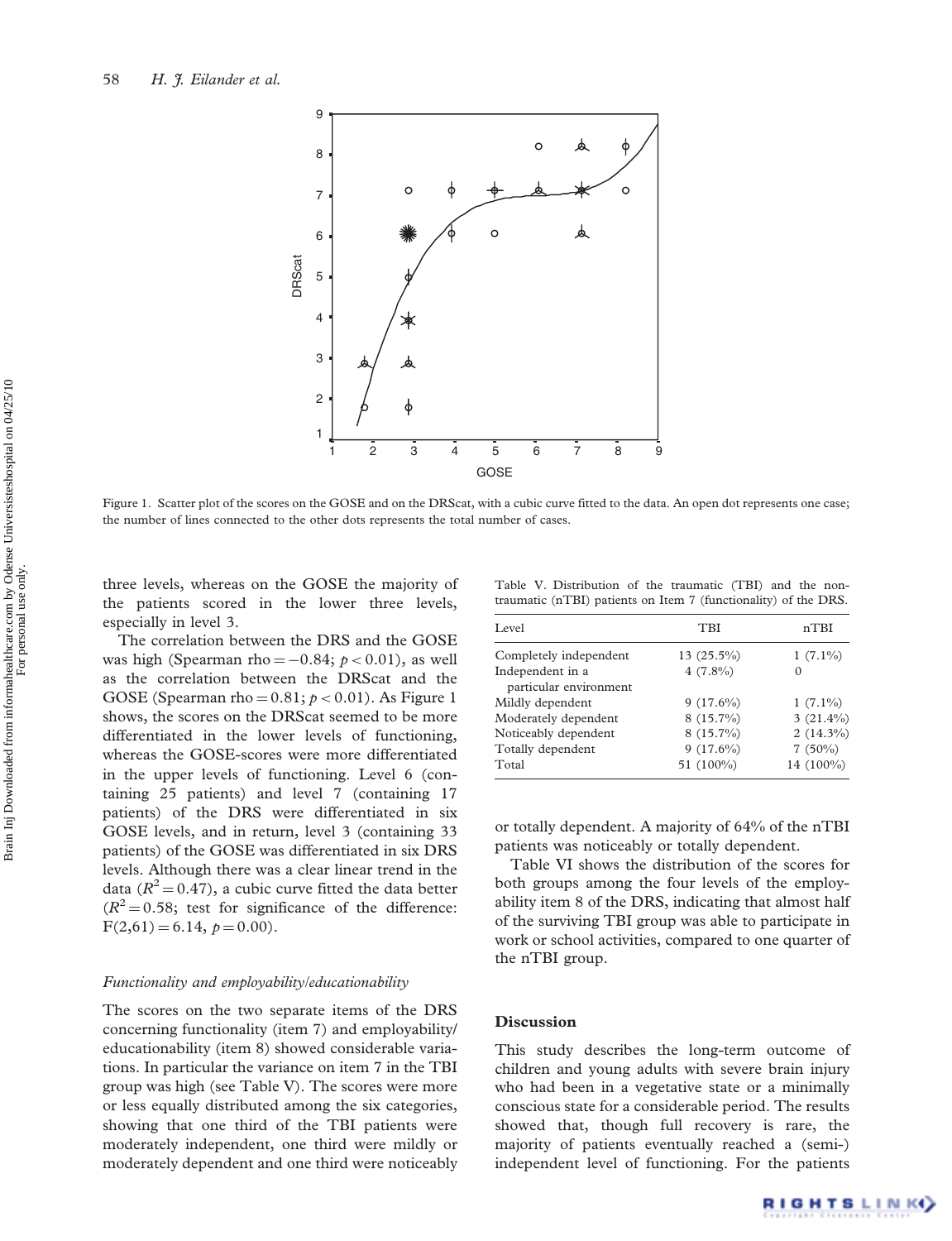Figure 1. Scatter plot of the scores on the GOSE and on the DRScat, with a cubic curve fitted to the data. An open dot represents one case; the number of lines connected to the other dots represents the total number of cases.

three levels, whereas on the GOSE the majority of the patients scored in the lower three levels, especially in level 3.

The correlation between the DRS and the GOSE was high (Spearman rho $= -0.84$; $p < 0.01$), as well as the correlation between the DRScat and the GOSE (Spearman rho $= 0.81$; $p < 0.01$). As Figure 1 shows, the scores on the DRScat seemed to be more differentiated in the lower levels of functioning, whereas the GOSE-scores were more differentiated in the upper levels of functioning. Level 6 (containing 25 patients) and level 7 (containing 17 patients) of the DRS were differentiated in six GOSE levels, and in return, level 3 (containing 33 patients) of the GOSE was differentiated in six DRS levels. Although there was a clear linear trend in the data ($R^2 = 0.47$), a cubic curve fitted the data better ($R^2 = 0.58$; test for significance of the difference: $F(2,61) = 6.14$, $p = 0.00$).

*Functionality and employability/educationability*

The scores on the two separate items of the DRS concerning functionality (item 7) and employability/educationability (item 8) showed considerable variations. In particular the variance on item 7 in the TBI group was high (see Table V). The scores were more or less equally distributed among the six categories, showing that one third of the TBI patients were moderately independent, one third were mildly or moderately dependent and one third were noticeably or totally dependent. A majority of 64% of the nTBI patients was noticeably or totally dependent.

Table V. Distribution of the traumatic (TBI) and the non-traumatic (nTBI) patients on Item 7 (functionality) of the DRS.

| Level | TBI | nTBI |
|---|---|---|
| Completely independent | 13 (25.5%) | 1 (7.1%) |
| Independent in a particular environment | 4 (7.8%) | 0 |
| Mildly dependent | 9 (17.6%) | 1 (7.1%) |
| Moderately dependent | 8 (15.7%) | 3 (21.4%) |
| Noticeably dependent | 8 (15.7%) | 2 (14.3%) |
| Totally dependent | 9 (17.6%) | 7 (50%) |
| Total | 51 (100%) | 14 (100%) |

Table VI shows the distribution of the scores for both groups among the four levels of the employability item 8 of the DRS, indicating that almost half of the surviving TBI group was able to participate in work or school activities, compared to one quarter of the nTBI group.

## Discussion

This study describes the long-term outcome of children and young adults with severe brain injury who had been in a vegetative state or a minimally conscious state for a considerable period. The results showed that, though full recovery is rare, the majority of patients eventually reached a (semi-) independent level of functioning. For the patients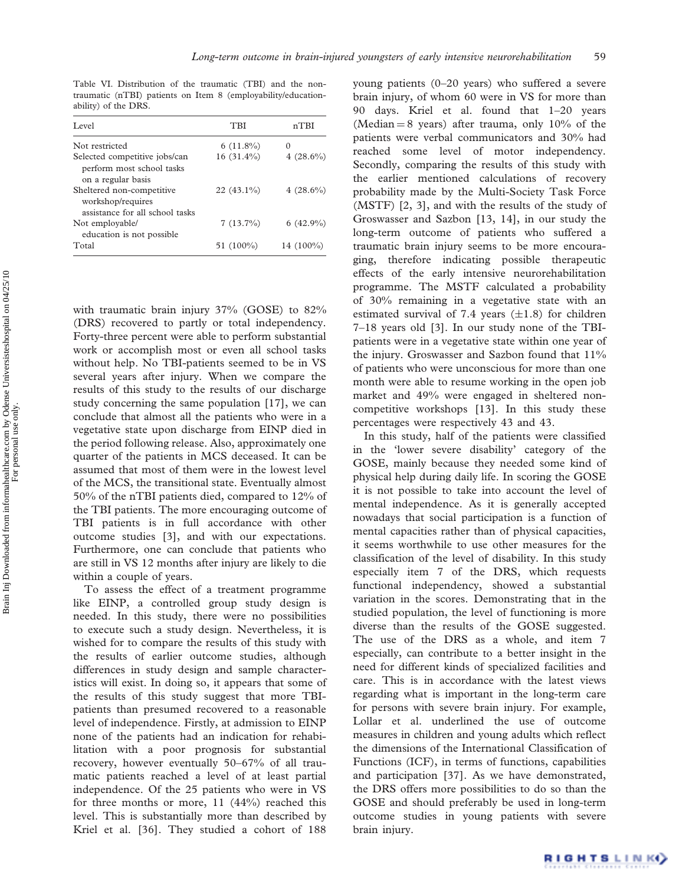Table VI. Distribution of the traumatic (TBI) and the non-traumatic (nTBI) patients on Item 8 (employability/education-ability) of the DRS.

| Level | TBI | nTBI |
| --- | --- | --- |
| Not restricted | 6 (11.8%) | 0 |
| Selected competitive jobs/can perform most school tasks on a regular basis | 16 (31.4%) | 4 (28.6%) |
| Sheltered non-competitive workshop/requires assistance for all school tasks | 22 (43.1%) | 4 (28.6%) |
| Not employable/ education is not possible | 7 (13.7%) | 6 (42.9%) |
| Total | 51 (100%) | 14 (100%) |

with traumatic brain injury 37% (GOSE) to 82% (DRS) recovered to partly or total independency. Forty-three percent were able to perform substantial work or accomplish most or even all school tasks without help. No TBI-patients seemed to be in VS several years after injury. When we compare the results of this study to the results of our discharge study concerning the same population [17], we can conclude that almost all the patients who were in a vegetative state upon discharge from EINP died in the period following release. Also, approximately one quarter of the patients in MCS deceased. It can be assumed that most of them were in the lowest level of the MCS, the transitional state. Eventually almost 50% of the nTBI patients died, compared to 12% of the TBI patients. The more encouraging outcome of TBI patients is in full accordance with other outcome studies [3], and with our expectations. Furthermore, one can conclude that patients who are still in VS 12 months after injury are likely to die within a couple of years.

To assess the effect of a treatment programme like EINP, a controlled group study design is needed. In this study, there were no possibilities to execute such a study design. Nevertheless, it is wished for to compare the results of this study with the results of earlier outcome studies, although differences in study design and sample characteristics will exist. In doing so, it appears that some of the results of this study suggest that more TBI-patients than presumed recovered to a reasonable level of independence. Firstly, at admission to EINP none of the patients had an indication for rehabilitation with a poor prognosis for substantial recovery, however eventually 50–67% of all traumatic patients reached a level of at least partial independence. Of the 25 patients who were in VS for three months or more, 11 (44%) reached this level. This is substantially more than described by Kriel et al. [36]. They studied a cohort of 188 young patients (0–20 years) who suffered a severe brain injury, of whom 60 were in VS for more than 90 days. Kriel et al. found that 1–20 years (Median = 8 years) after trauma, only 10% of the patients were verbal communicators and 30% had reached some level of motor independency. Secondly, comparing the results of this study with the earlier mentioned calculations of recovery probability made by the Multi-Society Task Force (MSTF) [2, 3], and with the results of the study of Groswasser and Sazbon [13, 14], in our study the long-term outcome of patients who suffered a traumatic brain injury seems to be more encouraging, therefore indicating possible therapeutic effects of the early intensive neurorehabilitation programme. The MSTF calculated a probability of 30% remaining in a vegetative state with an estimated survival of 7.4 years (±1.8) for children 7–18 years old [3]. In our study none of the TBI-patients were in a vegetative state within one year of the injury. Groswasser and Sazbon found that 11% of patients who were unconscious for more than one month were able to resume working in the open job market and 49% were engaged in sheltered non-competitive workshops [13]. In this study these percentages were respectively 43 and 43.

In this study, half of the patients were classified in the 'lower severe disability' category of the GOSE, mainly because they needed some kind of physical help during daily life. In scoring the GOSE it is not possible to take into account the level of mental independence. As it is generally accepted nowadays that social participation is a function of mental capacities rather than of physical capacities, it seems worthwhile to use other measures for the classification of the level of disability. In this study especially item 7 of the DRS, which requests functional independency, showed a substantial variation in the scores. Demonstrating that in the studied population, the level of functioning is more diverse than the results of the GOSE suggested. The use of the DRS as a whole, and item 7 especially, can contribute to a better insight in the need for different kinds of specialized facilities and care. This is in accordance with the latest views regarding what is important in the long-term care for persons with severe brain injury. For example, Lollar et al. underlined the use of outcome measures in children and young adults which reflect the dimensions of the International Classification of Functions (ICF), in terms of functions, capabilities and participation [37]. As we have demonstrated, the DRS offers more possibilities to do so than the GOSE and should preferably be used in long-term outcome studies in young patients with severe brain injury.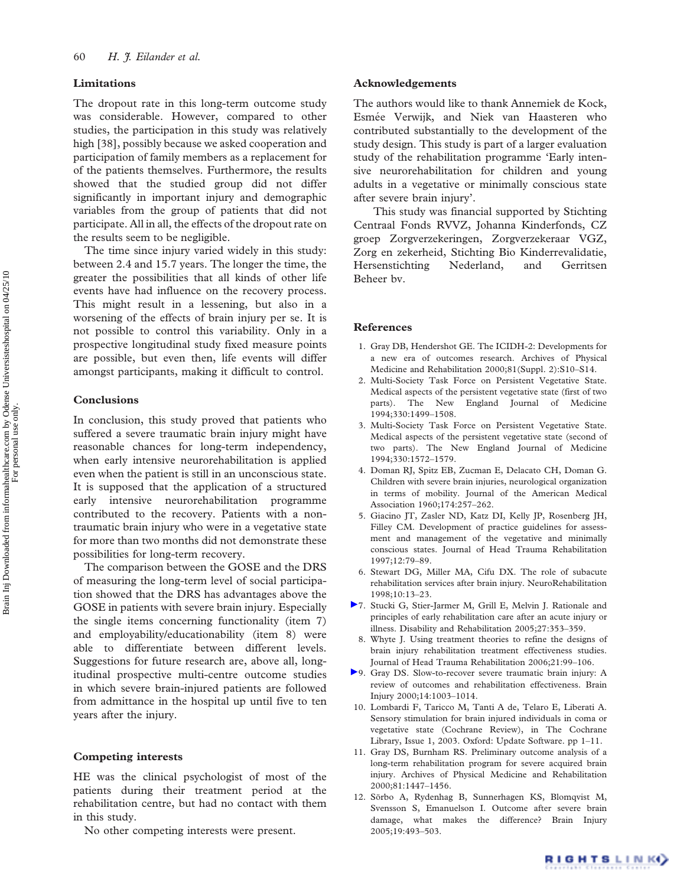## Limitations

The dropout rate in this long-term outcome study was considerable. However, compared to other studies, the participation in this study was relatively high [38], possibly because we asked cooperation and participation of family members as a replacement for of the patients themselves. Furthermore, the results showed that the studied group did not differ significantly in important injury and demographic variables from the group of patients that did not participate. All in all, the effects of the dropout rate on the results seem to be negligible.

The time since injury varied widely in this study: between 2.4 and 15.7 years. The longer the time, the greater the possibilities that all kinds of other life events have had influence on the recovery process. This might result in a lessening, but also in a worsening of the effects of brain injury per se. It is not possible to control this variability. Only in a prospective longitudinal study fixed measure points are possible, but even then, life events will differ amongst participants, making it difficult to control.

## Conclusions

In conclusion, this study proved that patients who suffered a severe traumatic brain injury might have reasonable chances for long-term independency, when early intensive neurorehabilitation is applied even when the patient is still in an unconscious state. It is supposed that the application of a structured early intensive neurorehabilitation programme contributed to the recovery. Patients with a non-traumatic brain injury who were in a vegetative state for more than two months did not demonstrate these possibilities for long-term recovery.

The comparison between the GOSE and the DRS of measuring the long-term level of social participation showed that the DRS has advantages above the GOSE in patients with severe brain injury. Especially the single items concerning functionality (item 7) and employability/educationability (item 8) were able to differentiate between different levels. Suggestions for future research are, above all, longitudinal prospective multi-centre outcome studies in which severe brain-injured patients are followed from admittance in the hospital up until five to ten years after the injury.

## Competing interests

HE was the clinical psychologist of most of the patients during their treatment period at the rehabilitation centre, but had no contact with them in this study.

No other competing interests were present.

## Acknowledgements

The authors would like to thank Annemiek de Kock, Esmée Verwijk, and Niek van Haasteren who contributed substantially to the development of the study design. This study is part of a larger evaluation study of the rehabilitation programme 'Early intensive neurorehabilitation for children and young adults in a vegetative or minimally conscious state after severe brain injury'.

This study was financial supported by Stichting Centraal Fonds RVVZ, Johanna Kinderfonds, CZ groep Zorgverzekeringen, Zorgverzekeraar VGZ, Zorg en zekerheid, Stichting Bio Kinderrevalidatie, Hersenstichting Nederland, and Gerritsen Beheer bv.

## References

1. Gray DB, Hendershot GE. The ICIDH-2: Developments for a new era of outcomes research. Archives of Physical Medicine and Rehabilitation 2000;81(Suppl. 2):S10–S14.
2. Multi-Society Task Force on Persistent Vegetative State. Medical aspects of the persistent vegetative state (first of two parts). The New England Journal of Medicine 1994;330:1499–1508.
3. Multi-Society Task Force on Persistent Vegetative State. Medical aspects of the persistent vegetative state (second of two parts). The New England Journal of Medicine 1994;330:1572–1579.
4. Doman RJ, Spitz EB, Zucman E, Delacato CH, Doman G. Children with severe brain injuries, neurological organization in terms of mobility. Journal of the American Medical Association 1960;174:257–262.
5. Giacino JT, Zasler ND, Katz DI, Kelly JP, Rosenberg JH, Filley CM. Development of practice guidelines for assessment and management of the vegetative and minimally conscious states. Journal of Head Trauma Rehabilitation 1997;12:79–89.
6. Stewart DG, Miller MA, Cifu DX. The role of subacute rehabilitation services after brain injury. NeuroRehabilitation 1998;10:13–23.
7. Stucki G, Stier-Jarmer M, Grill E, Melvin J. Rationale and principles of early rehabilitation care after an acute injury or illness. Disability and Rehabilitation 2005;27:353–359.
8. Whyte J. Using treatment theories to refine the designs of brain injury rehabilitation treatment effectiveness studies. Journal of Head Trauma Rehabilitation 2006;21:99–106.
9. Gray DS. Slow-to-recover severe traumatic brain injury: A review of outcomes and rehabilitation effectiveness. Brain Injury 2000;14:1003–1014.
10. Lombardi F, Taricco M, Tanti A de, Telaro E, Liberati A. Sensory stimulation for brain injured individuals in coma or vegetative state (Cochrane Review), in The Cochrane Library, Issue 1, 2003. Oxford: Update Software. pp 1–11.
11. Gray DS, Burnham RS. Preliminary outcome analysis of a long-term rehabilitation program for severe acquired brain injury. Archives of Physical Medicine and Rehabilitation 2000;81:1447–1456.
12. Sörbo A, Rydenhag B, Sunnerhagen KS, Blomqvist M, Svensson S, Emanuelson I. Outcome after severe brain damage, what makes the difference? Brain Injury 2005;19:493–503.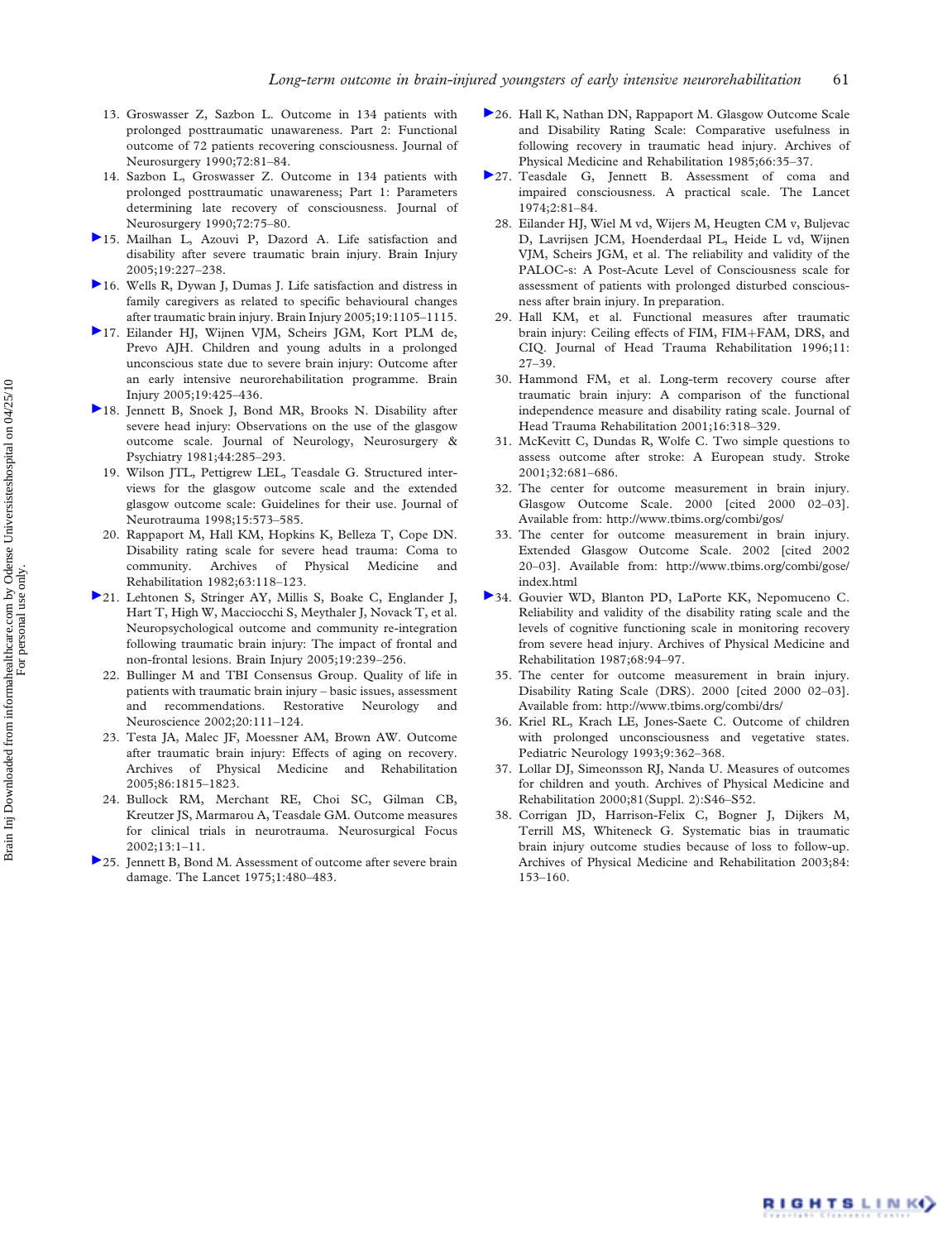13. Groswasser Z, Sazbon L. Outcome in 134 patients with prolonged posttraumatic unawareness. Part 2: Functional outcome of 72 patients recovering consciousness. Journal of Neurosurgery 1990;72:81–84.
14. Sazbon L, Groswasser Z. Outcome in 134 patients with prolonged posttraumatic unawareness; Part 1: Parameters determining late recovery of consciousness. Journal of Neurosurgery 1990;72:75–80.
15. Mailhan L, Azouvi P, Dazord A. Life satisfaction and disability after severe traumatic brain injury. Brain Injury 2005;19:227–238.
16. Wells R, Dywan J, Dumas J. Life satisfaction and distress in family caregivers as related to specific behavioural changes after traumatic brain injury. Brain Injury 2005;19:1105–1115.
17. Eilander HJ, Wijnen VJM, Scheirs JGM, Kort PLM de, Prevo AJH. Children and young adults in a prolonged unconscious state due to severe brain injury: Outcome after an early intensive neurorehabilitation programme. Brain Injury 2005;19:425–436.
18. Jennett B, Snoek J, Bond MR, Brooks N. Disability after severe head injury: Observations on the use of the glasgow outcome scale. Journal of Neurology, Neurosurgery & Psychiatry 1981;44:285–293.
19. Wilson JTL, Pettigrew LEL, Teasdale G. Structured interviews for the glasgow outcome scale and the extended glasgow outcome scale: Guidelines for their use. Journal of Neurotrauma 1998;15:573–585.
20. Rappaport M, Hall KM, Hopkins K, Belleza T, Cope DN. Disability rating scale for severe head trauma: Coma to community. Archives of Physical Medicine and Rehabilitation 1982;63:118–123.
21. Lehtonen S, Stringer AY, Millis S, Boake C, Englander J, Hart T, High W, Macciocchi S, Meythaler J, Novack T, et al. Neuropsychological outcome and community re-integration following traumatic brain injury: The impact of frontal and non-frontal lesions. Brain Injury 2005;19:239–256.
22. Bullinger M and TBI Consensus Group. Quality of life in patients with traumatic brain injury – basic issues, assessment and recommendations. Restorative Neurology and Neuroscience 2002;20:111–124.
23. Testa JA, Malec JF, Moessner AM, Brown AW. Outcome after traumatic brain injury: Effects of aging on recovery. Archives of Physical Medicine and Rehabilitation 2005;86:1815–1823.
24. Bullock RM, Merchant RE, Choi SC, Gilman CB, Kreutzer JS, Marmarou A, Teasdale GM. Outcome measures for clinical trials in neurotrauma. Neurosurgical Focus 2002;13:1–11.
25. Jennett B, Bond M. Assessment of outcome after severe brain damage. The Lancet 1975;1:480–483.
26. Hall K, Nathan DN, Rappaport M. Glasgow Outcome Scale and Disability Rating Scale: Comparative usefulness in following recovery in traumatic head injury. Archives of Physical Medicine and Rehabilitation 1985;66:35–37.
27. Teasdale G, Jennett B. Assessment of coma and impaired consciousness. A practical scale. The Lancet 1974;2:81–84.
28. Eilander HJ, Wiel M vd, Wijers M, Heugten CM v, Buljevac D, Lavrijsen JCM, Hoenderdaal PL, Heide L vd, Wijnen VJM, Scheirs JGM, et al. The reliability and validity of the PALOC-s: A Post-Acute Level of Consciousness scale for assessment of patients with prolonged disturbed consciousness after brain injury. In preparation.
29. Hall KM, et al. Functional measures after traumatic brain injury: Ceiling effects of FIM, FIM+FAM, DRS, and CIQ. Journal of Head Trauma Rehabilitation 1996;11: 27–39.
30. Hammond FM, et al. Long-term recovery course after traumatic brain injury: A comparison of the functional independence measure and disability rating scale. Journal of Head Trauma Rehabilitation 2001;16:318–329.
31. McKevitt C, Dundas R, Wolfe C. Two simple questions to assess outcome after stroke: A European study. Stroke 2001;32:681–686.
32. The center for outcome measurement in brain injury. Glasgow Outcome Scale. 2000 [cited 2000 02–03]. Available from: http://www.tbims.org/combi/gos/
33. The center for outcome measurement in brain injury. Extended Glasgow Outcome Scale. 2002 [cited 2002 20–03]. Available from: http://www.tbims.org/combi/gose/index.html
34. Gouvier WD, Blanton PD, LaPorte KK, Nepomuceno C. Reliability and validity of the disability rating scale and the levels of cognitive functioning scale in monitoring recovery from severe head injury. Archives of Physical Medicine and Rehabilitation 1987;68:94–97.
35. The center for outcome measurement in brain injury. Disability Rating Scale (DRS). 2000 [cited 2000 02–03]. Available from: http://www.tbims.org/combi/drs/
36. Kriel RL, Krach LE, Jones-Saete C. Outcome of children with prolonged unconsciousness and vegetative states. Pediatric Neurology 1993;9:362–368.
37. Lollar DJ, Simeonsson RJ, Nanda U. Measures of outcomes for children and youth. Archives of Physical Medicine and Rehabilitation 2000;81(Suppl. 2):S46–S52.
38. Corrigan JD, Harrison-Felix C, Bogner J, Dijkers M, Terrill MS, Whiteneck G. Systematic bias in traumatic brain injury outcome studies because of loss to follow-up. Archives of Physical Medicine and Rehabilitation 2003;84: 153–160.